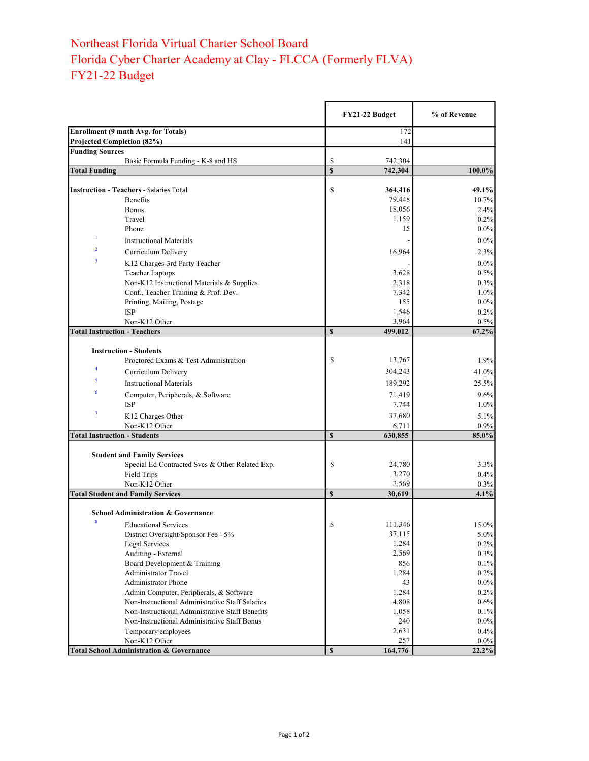# Northeast Florida Virtual Charter School Board
# Florida Cyber Charter Academy at Clay - FLCCA (Formerly FLVA)
# FY21-22 Budget

| | | FY21-22 Budget | % of Revenue |
|---|---|---|---|
| **Enrollment (9 mnth Avg. for Totals)** | | 172 | |
| **Projected Completion (82%)** | | 141 | |
| **Funding Sources** | | | |
| | Basic Formula Funding - K-8 and HS | $ 742,304 | |
| **Total Funding** | | **$ 742,304** | **100.0%** |
| | | | |
| **Instruction - Teachers** - Salaries Total | | **$ 364,416** | **49.1%** |
| | Benefits | 79,448 | 10.7% |
| | Bonus | 18,056 | 2.4% |
| | Travel | 1,159 | 0.2% |
| | Phone | 15 | 0.0% |
| [1] | Instructional Materials | - | 0.0% |
| [2] | Curriculum Delivery | 16,964 | 2.3% |
| [3] | K12 Charges-3rd Party Teacher | - | 0.0% |
| | Teacher Laptops | 3,628 | 0.5% |
| | Non-K12 Instructional Materials & Supplies | 2,318 | 0.3% |
| | Conf., Teacher Training & Prof. Dev. | 7,342 | 1.0% |
| | Printing, Mailing, Postage | 155 | 0.0% |
| | ISP | 1,546 | 0.2% |
| | Non-K12 Other | 3,964 | 0.5% |
| **Total Instruction - Teachers** | | **$ 499,012** | **67.2%** |
| | | | |
| **Instruction - Students** | | | |
| | Proctored Exams & Test Administration | $ 13,767 | 1.9% |
| [4] | Curriculum Delivery | 304,243 | 41.0% |
| [5] | Instructional Materials | 189,292 | 25.5% |
| [6] | Computer, Peripherals, & Software | 71,419 | 9.6% |
| | ISP | 7,744 | 1.0% |
| [7] | K12 Charges Other | 37,680 | 5.1% |
| | Non-K12 Other | 6,711 | 0.9% |
| **Total Instruction - Students** | | **$ 630,855** | **85.0%** |
| | | | |
| **Student and Family Services** | | | |
| | Special Ed Contracted Svcs & Other Related Exp. | $ 24,780 | 3.3% |
| | Field Trips | 3,270 | 0.4% |
| | Non-K12 Other | 2,569 | 0.3% |
| **Total Student and Family Services** | | **$ 30,619** | **4.1%** |
| | | | |
| **School Administration & Governance** | | | |
| [8] | Educational Services | $ 111,346 | 15.0% |
| | District Oversight/Sponsor Fee - 5% | 37,115 | 5.0% |
| | Legal Services | 1,284 | 0.2% |
| | Auditing - External | 2,569 | 0.3% |
| | Board Development & Training | 856 | 0.1% |
| | Administrator Travel | 1,284 | 0.2% |
| | Administrator Phone | 43 | 0.0% |
| | Admin Computer, Peripherals, & Software | 1,284 | 0.2% |
| | Non-Instructional Administrative Staff Salaries | 4,808 | 0.6% |
| | Non-Instructional Administrative Staff Benefits | 1,058 | 0.1% |
| | Non-Instructional Administrative Staff Bonus | 240 | 0.0% |
| | Temporary employees | 2,631 | 0.4% |
| | Non-K12 Other | 257 | 0.0% |
| **Total School Administration & Governance** | | **$ 164,776** | **22.2%** |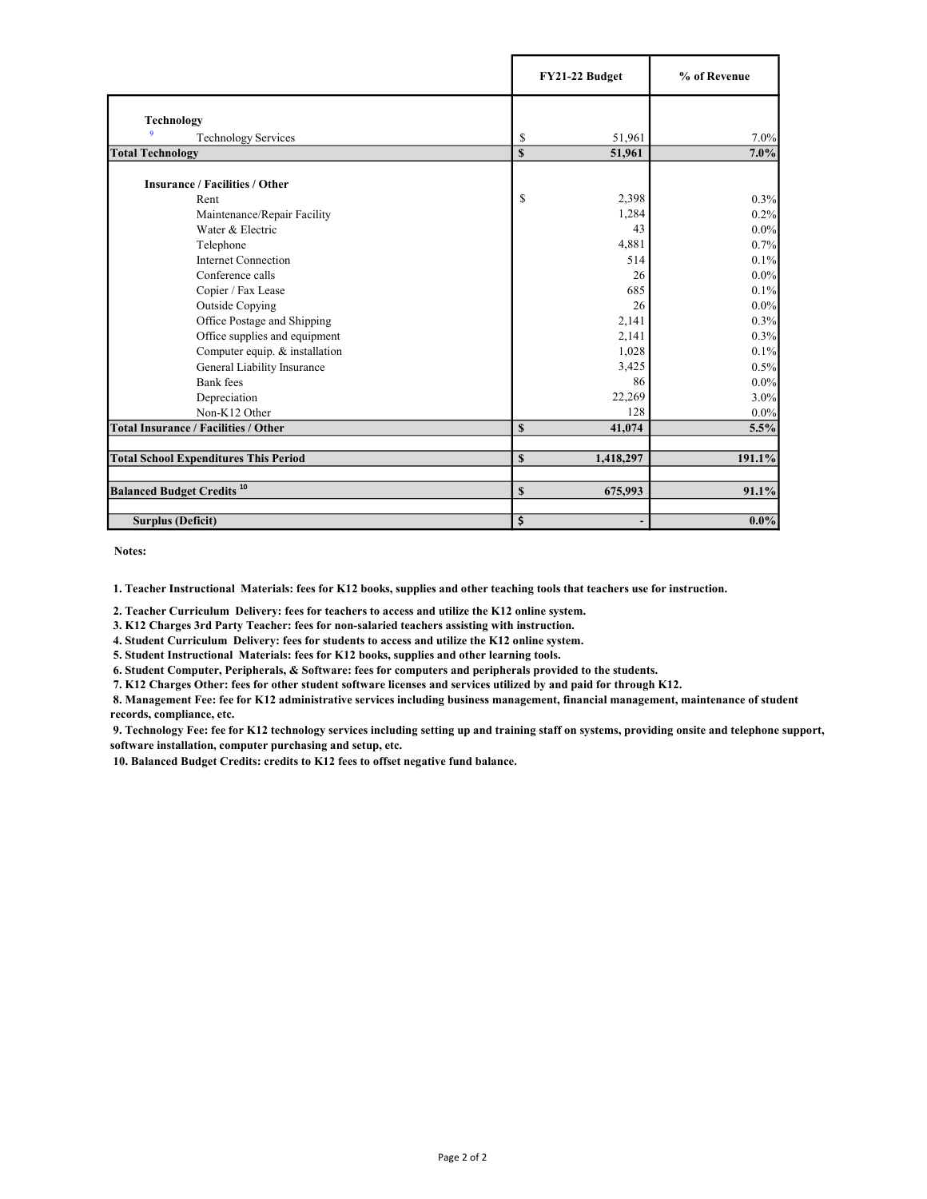| | FY21-22 Budget | % of Revenue |
|---|---|---|
| **Technology** | | |
| [9] Technology Services | $ 51,961 | 7.0% |
| **Total Technology** | **$ 51,961** | **7.0%** |
| **Insurance / Facilities / Other** | | |
| Rent | $ 2,398 | 0.3% |
| Maintenance/Repair Facility | 1,284 | 0.2% |
| Water & Electric | 43 | 0.0% |
| Telephone | 4,881 | 0.7% |
| Internet Connection | 514 | 0.1% |
| Conference calls | 26 | 0.0% |
| Copier / Fax Lease | 685 | 0.1% |
| Outside Copying | 26 | 0.0% |
| Office Postage and Shipping | 2,141 | 0.3% |
| Office supplies and equipment | 2,141 | 0.3% |
| Computer equip. & installation | 1,028 | 0.1% |
| General Liability Insurance | 3,425 | 0.5% |
| Bank fees | 86 | 0.0% |
| Depreciation | 22,269 | 3.0% |
| Non-K12 Other | 128 | 0.0% |
| **Total Insurance / Facilities / Other** | **$ 41,074** | **5.5%** |
| **Total School Expenditures This Period** | **$ 1,418,297** | **191.1%** |
| **Balanced Budget Credits [10]** | **$ 675,993** | **91.1%** |
| **Surplus (Deficit)** | **$ -** | **0.0%** |

**Notes:**

**1. Teacher Instructional Materials: fees for K12 books, supplies and other teaching tools that teachers use for instruction.**

**2. Teacher Curriculum Delivery: fees for teachers to access and utilize the K12 online system.**

**3. K12 Charges 3rd Party Teacher: fees for non-salaried teachers assisting with instruction.**

**4. Student Curriculum Delivery: fees for students to access and utilize the K12 online system.**

**5. Student Instructional Materials: fees for K12 books, supplies and other learning tools.**

**6. Student Computer, Peripherals, & Software: fees for computers and peripherals provided to the students.**

**7. K12 Charges Other: fees for other student software licenses and services utilized by and paid for through K12.**

**8. Management Fee: fee for K12 administrative services including business management, financial management, maintenance of student records, compliance, etc.**

**9. Technology Fee: fee for K12 technology services including setting up and training staff on systems, providing onsite and telephone support, software installation, computer purchasing and setup, etc.**

**10. Balanced Budget Credits: credits to K12 fees to offset negative fund balance.**